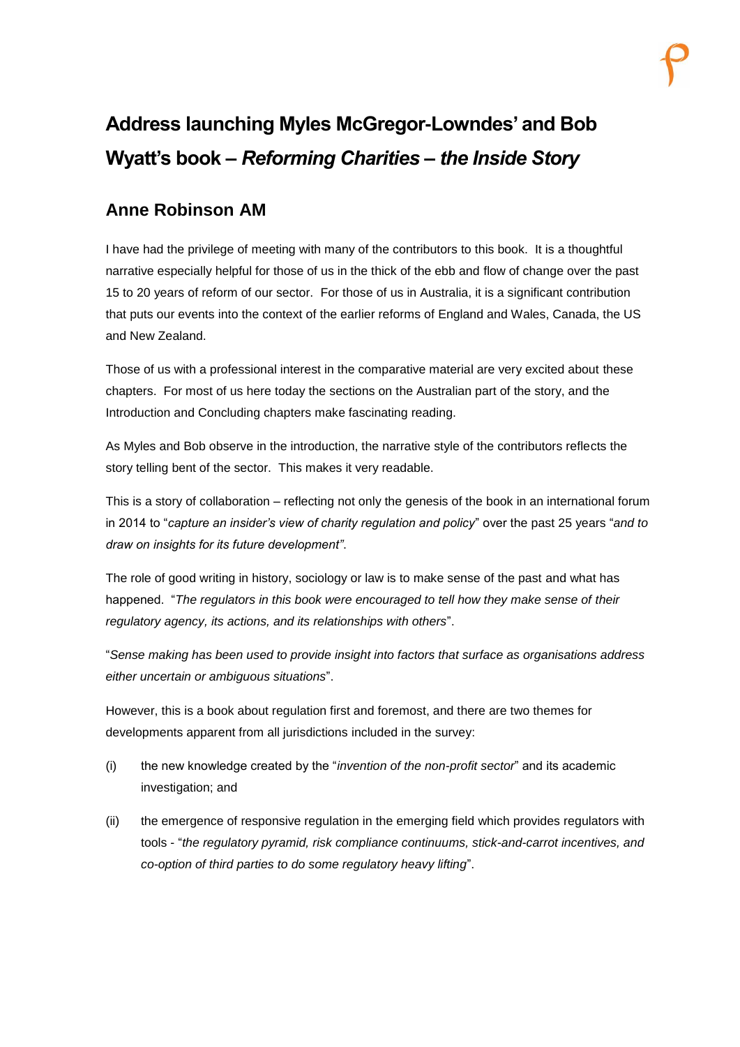# Address launching Myles McGregor-Lowndes' and Bob Wyatt's book – *Reforming Charities – the Inside Story*

## Anne Robinson AM

I have had the privilege of meeting with many of the contributors to this book. It is a thoughtful narrative especially helpful for those of us in the thick of the ebb and flow of change over the past 15 to 20 years of reform of our sector. For those of us in Australia, it is a significant contribution that puts our events into the context of the earlier reforms of England and Wales, Canada, the US and New Zealand.

Those of us with a professional interest in the comparative material are very excited about these chapters. For most of us here today the sections on the Australian part of the story, and the Introduction and Concluding chapters make fascinating reading.

As Myles and Bob observe in the introduction, the narrative style of the contributors reflects the story telling bent of the sector. This makes it very readable.

This is a story of collaboration – reflecting not only the genesis of the book in an international forum in 2014 to "*capture an insider's view of charity regulation and policy*" over the past 25 years "*and to draw on insights for its future development"*.

The role of good writing in history, sociology or law is to make sense of the past and what has happened. "*The regulators in this book were encouraged to tell how they make sense of their regulatory agency, its actions, and its relationships with others*".

"*Sense making has been used to provide insight into factors that surface as organisations address either uncertain or ambiguous situations*".

However, this is a book about regulation first and foremost, and there are two themes for developments apparent from all jurisdictions included in the survey:

(i) the new knowledge created by the "*invention of the non-profit sector*" and its academic investigation; and

(ii) the emergence of responsive regulation in the emerging field which provides regulators with tools - "*the regulatory pyramid, risk compliance continuums, stick-and-carrot incentives, and co-option of third parties to do some regulatory heavy lifting*".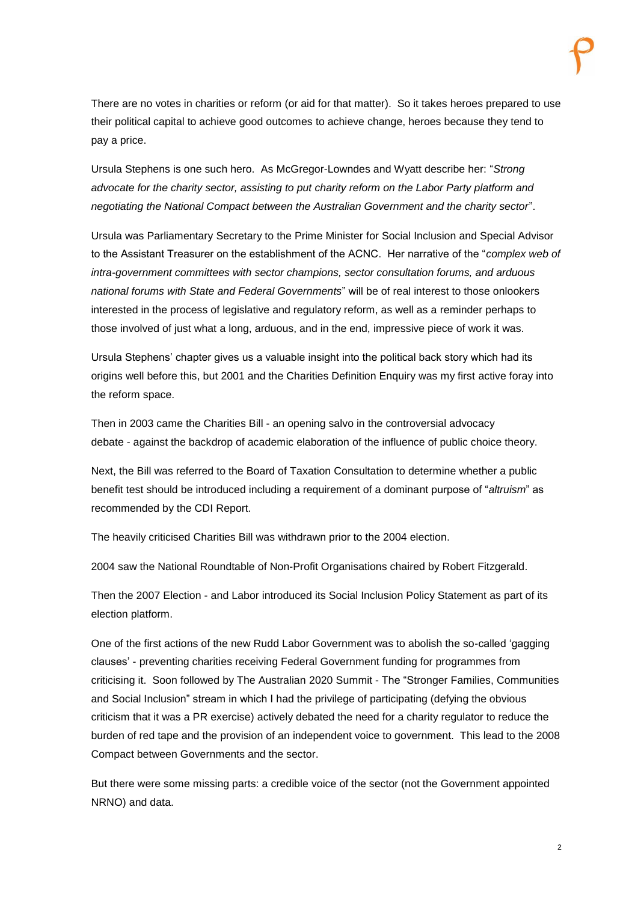There are no votes in charities or reform (or aid for that matter). So it takes heroes prepared to use their political capital to achieve good outcomes to achieve change, heroes because they tend to pay a price.

Ursula Stephens is one such hero. As McGregor-Lowndes and Wyatt describe her: "*Strong advocate for the charity sector, assisting to put charity reform on the Labor Party platform and negotiating the National Compact between the Australian Government and the charity sector*".

Ursula was Parliamentary Secretary to the Prime Minister for Social Inclusion and Special Advisor to the Assistant Treasurer on the establishment of the ACNC. Her narrative of the "*complex web of intra-government committees with sector champions, sector consultation forums, and arduous national forums with State and Federal Governments*" will be of real interest to those onlookers interested in the process of legislative and regulatory reform, as well as a reminder perhaps to those involved of just what a long, arduous, and in the end, impressive piece of work it was.

Ursula Stephens' chapter gives us a valuable insight into the political back story which had its origins well before this, but 2001 and the Charities Definition Enquiry was my first active foray into the reform space.

Then in 2003 came the Charities Bill - an opening salvo in the controversial advocacy debate - against the backdrop of academic elaboration of the influence of public choice theory.

Next, the Bill was referred to the Board of Taxation Consultation to determine whether a public benefit test should be introduced including a requirement of a dominant purpose of "*altruism*" as recommended by the CDI Report.

The heavily criticised Charities Bill was withdrawn prior to the 2004 election.

2004 saw the National Roundtable of Non-Profit Organisations chaired by Robert Fitzgerald.

Then the 2007 Election - and Labor introduced its Social Inclusion Policy Statement as part of its election platform.

One of the first actions of the new Rudd Labor Government was to abolish the so-called 'gagging clauses' - preventing charities receiving Federal Government funding for programmes from criticising it. Soon followed by The Australian 2020 Summit - The "Stronger Families, Communities and Social Inclusion" stream in which I had the privilege of participating (defying the obvious criticism that it was a PR exercise) actively debated the need for a charity regulator to reduce the burden of red tape and the provision of an independent voice to government. This lead to the 2008 Compact between Governments and the sector.

But there were some missing parts: a credible voice of the sector (not the Government appointed NRNO) and data.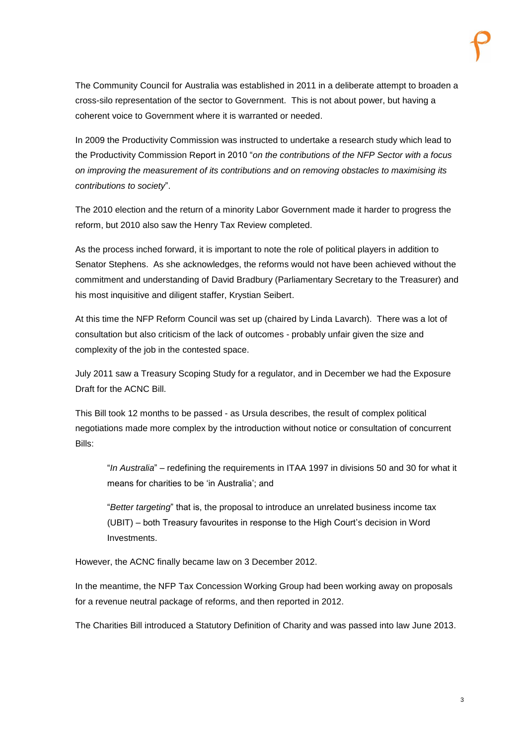The Community Council for Australia was established in 2011 in a deliberate attempt to broaden a cross-silo representation of the sector to Government. This is not about power, but having a coherent voice to Government where it is warranted or needed.

In 2009 the Productivity Commission was instructed to undertake a research study which lead to the Productivity Commission Report in 2010 "*on the contributions of the NFP Sector with a focus on improving the measurement of its contributions and on removing obstacles to maximising its contributions to society*".

The 2010 election and the return of a minority Labor Government made it harder to progress the reform, but 2010 also saw the Henry Tax Review completed.

As the process inched forward, it is important to note the role of political players in addition to Senator Stephens. As she acknowledges, the reforms would not have been achieved without the commitment and understanding of David Bradbury (Parliamentary Secretary to the Treasurer) and his most inquisitive and diligent staffer, Krystian Seibert.

At this time the NFP Reform Council was set up (chaired by Linda Lavarch). There was a lot of consultation but also criticism of the lack of outcomes - probably unfair given the size and complexity of the job in the contested space.

July 2011 saw a Treasury Scoping Study for a regulator, and in December we had the Exposure Draft for the ACNC Bill.

This Bill took 12 months to be passed - as Ursula describes, the result of complex political negotiations made more complex by the introduction without notice or consultation of concurrent Bills:

> "*In Australia*" – redefining the requirements in ITAA 1997 in divisions 50 and 30 for what it means for charities to be 'in Australia'; and
>
> "*Better targeting*" that is, the proposal to introduce an unrelated business income tax (UBIT) – both Treasury favourites in response to the High Court's decision in Word Investments.

However, the ACNC finally became law on 3 December 2012.

In the meantime, the NFP Tax Concession Working Group had been working away on proposals for a revenue neutral package of reforms, and then reported in 2012.

The Charities Bill introduced a Statutory Definition of Charity and was passed into law June 2013.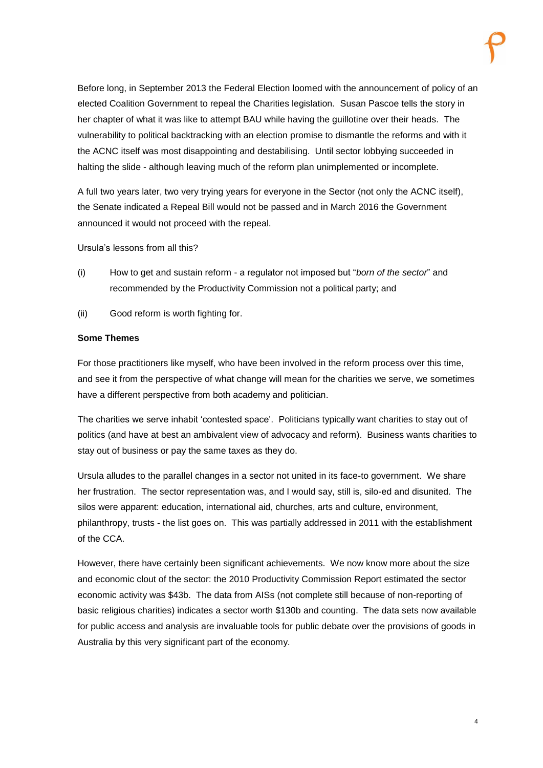Before long, in September 2013 the Federal Election loomed with the announcement of policy of an elected Coalition Government to repeal the Charities legislation. Susan Pascoe tells the story in her chapter of what it was like to attempt BAU while having the guillotine over their heads. The vulnerability to political backtracking with an election promise to dismantle the reforms and with it the ACNC itself was most disappointing and destabilising. Until sector lobbying succeeded in halting the slide - although leaving much of the reform plan unimplemented or incomplete.

A full two years later, two very trying years for everyone in the Sector (not only the ACNC itself), the Senate indicated a Repeal Bill would not be passed and in March 2016 the Government announced it would not proceed with the repeal.

Ursula's lessons from all this?

(i) How to get and sustain reform - a regulator not imposed but "*born of the sector*" and recommended by the Productivity Commission not a political party; and

(ii) Good reform is worth fighting for.

**Some Themes**

For those practitioners like myself, who have been involved in the reform process over this time, and see it from the perspective of what change will mean for the charities we serve, we sometimes have a different perspective from both academy and politician.

The charities we serve inhabit 'contested space'. Politicians typically want charities to stay out of politics (and have at best an ambivalent view of advocacy and reform). Business wants charities to stay out of business or pay the same taxes as they do.

Ursula alludes to the parallel changes in a sector not united in its face-to government. We share her frustration. The sector representation was, and I would say, still is, silo-ed and disunited. The silos were apparent: education, international aid, churches, arts and culture, environment, philanthropy, trusts - the list goes on. This was partially addressed in 2011 with the establishment of the CCA.

However, there have certainly been significant achievements. We now know more about the size and economic clout of the sector: the 2010 Productivity Commission Report estimated the sector economic activity was $43b. The data from AISs (not complete still because of non-reporting of basic religious charities) indicates a sector worth $130b and counting. The data sets now available for public access and analysis are invaluable tools for public debate over the provisions of goods in Australia by this very significant part of the economy.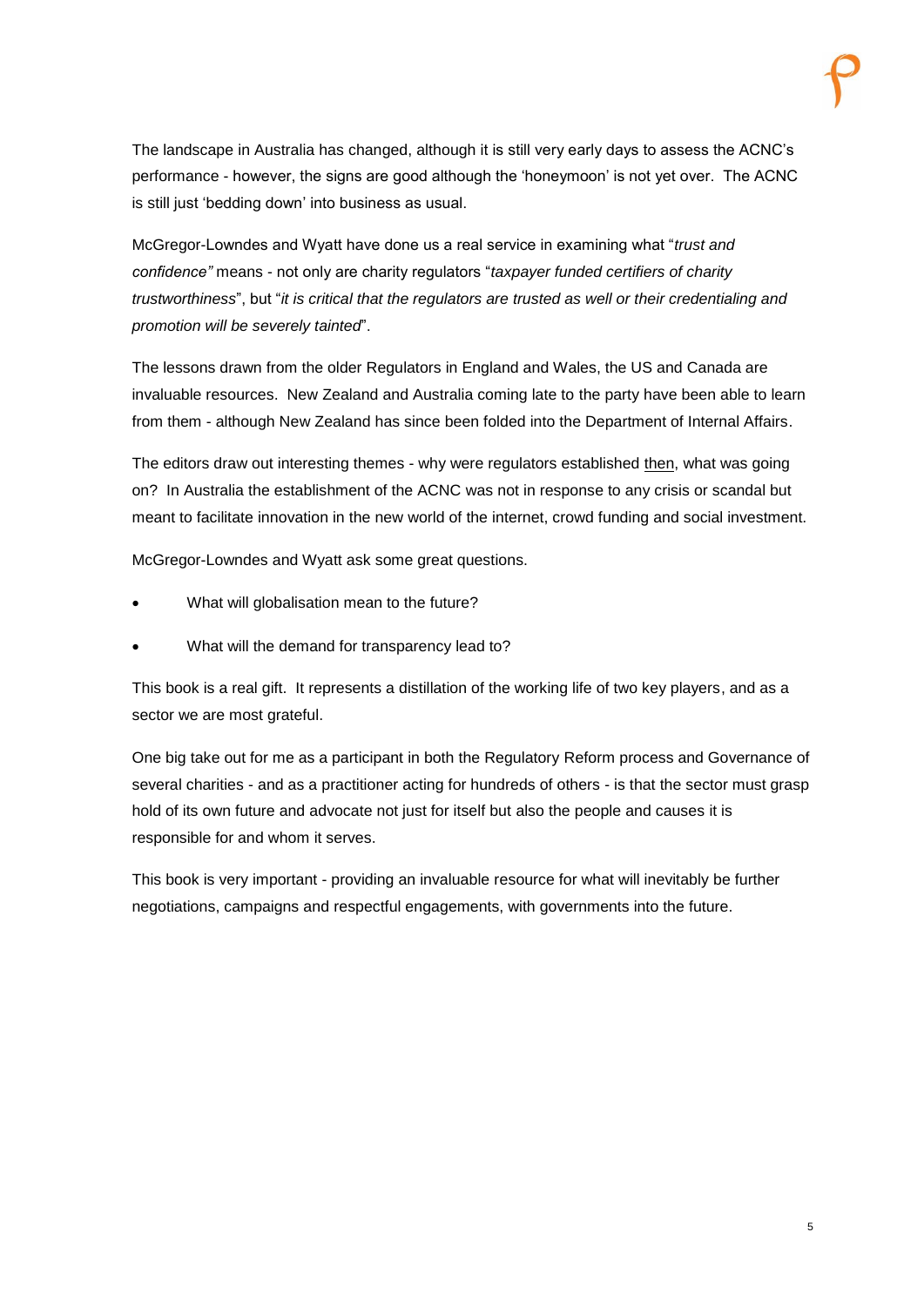The landscape in Australia has changed, although it is still very early days to assess the ACNC's performance - however, the signs are good although the 'honeymoon' is not yet over. The ACNC is still just 'bedding down' into business as usual.

McGregor-Lowndes and Wyatt have done us a real service in examining what "*trust and confidence"* means - not only are charity regulators "*taxpayer funded certifiers of charity trustworthiness*", but "*it is critical that the regulators are trusted as well or their credentialing and promotion will be severely tainted*".

The lessons drawn from the older Regulators in England and Wales, the US and Canada are invaluable resources. New Zealand and Australia coming late to the party have been able to learn from them - although New Zealand has since been folded into the Department of Internal Affairs.

The editors draw out interesting themes - why were regulators established then, what was going on? In Australia the establishment of the ACNC was not in response to any crisis or scandal but meant to facilitate innovation in the new world of the internet, crowd funding and social investment.

McGregor-Lowndes and Wyatt ask some great questions.

- What will globalisation mean to the future?
- What will the demand for transparency lead to?

This book is a real gift. It represents a distillation of the working life of two key players, and as a sector we are most grateful.

One big take out for me as a participant in both the Regulatory Reform process and Governance of several charities - and as a practitioner acting for hundreds of others - is that the sector must grasp hold of its own future and advocate not just for itself but also the people and causes it is responsible for and whom it serves.

This book is very important - providing an invaluable resource for what will inevitably be further negotiations, campaigns and respectful engagements, with governments into the future.